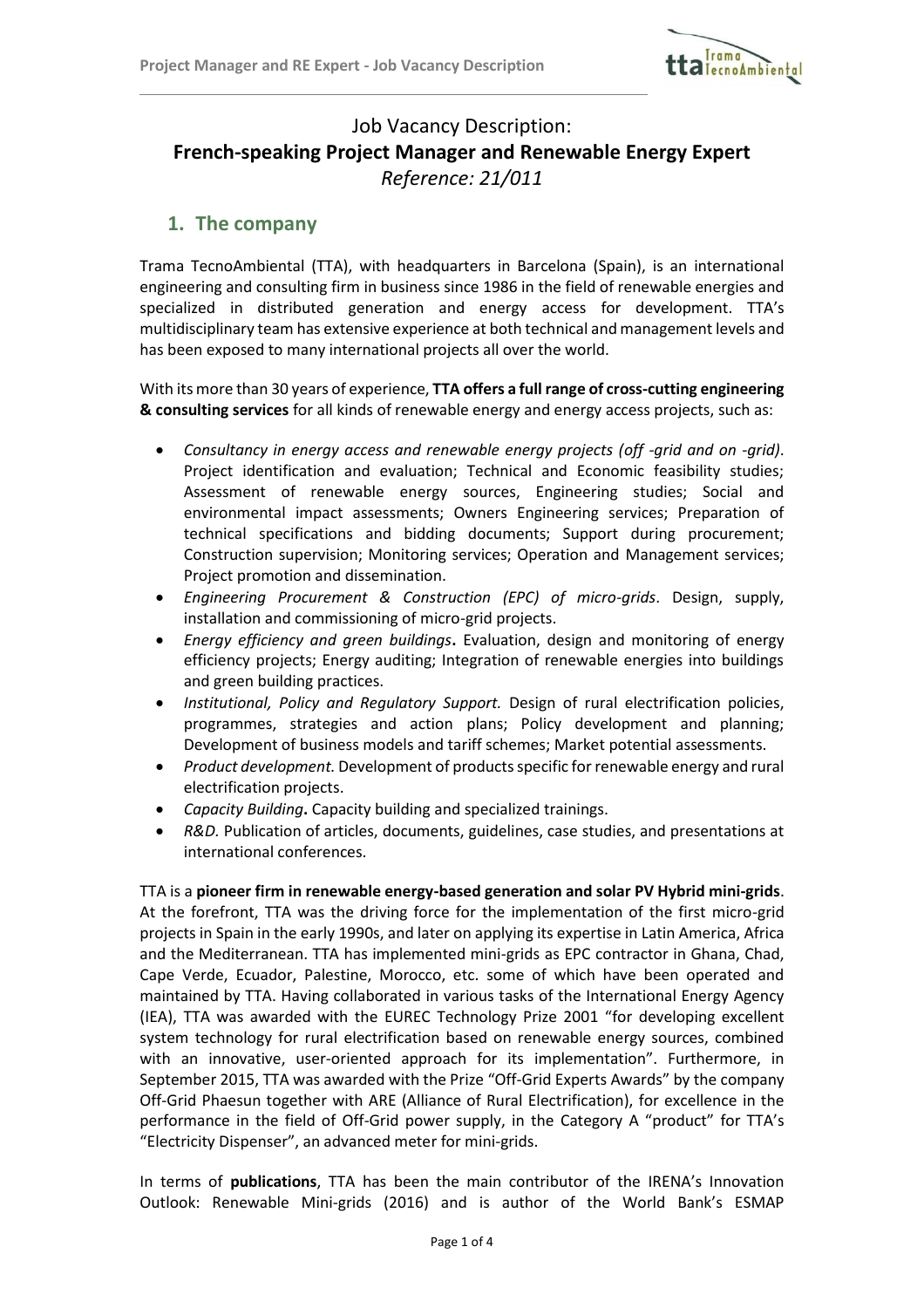# Job Vacancy Description:
# French-speaking Project Manager and Renewable Energy Expert
*Reference: 21/011*

## 1. The company

Trama TecnoAmbiental (TTA), with headquarters in Barcelona (Spain), is an international engineering and consulting firm in business since 1986 in the field of renewable energies and specialized in distributed generation and energy access for development. TTA's multidisciplinary team has extensive experience at both technical and management levels and has been exposed to many international projects all over the world.

With its more than 30 years of experience, **TTA offers a full range of cross-cutting engineering & consulting services** for all kinds of renewable energy and energy access projects, such as:

- *Consultancy in energy access and renewable energy projects (off -grid and on -grid)*. Project identification and evaluation; Technical and Economic feasibility studies; Assessment of renewable energy sources, Engineering studies; Social and environmental impact assessments; Owners Engineering services; Preparation of technical specifications and bidding documents; Support during procurement; Construction supervision; Monitoring services; Operation and Management services; Project promotion and dissemination.
- *Engineering Procurement & Construction (EPC) of micro-grids*. Design, supply, installation and commissioning of micro-grid projects.
- *Energy efficiency and green buildings***.** Evaluation, design and monitoring of energy efficiency projects; Energy auditing; Integration of renewable energies into buildings and green building practices.
- *Institutional, Policy and Regulatory Support.* Design of rural electrification policies, programmes, strategies and action plans; Policy development and planning; Development of business models and tariff schemes; Market potential assessments.
- *Product development.* Development of products specific for renewable energy and rural electrification projects.
- *Capacity Building***.** Capacity building and specialized trainings.
- *R&D.* Publication of articles, documents, guidelines, case studies, and presentations at international conferences.

TTA is a **pioneer firm in renewable energy-based generation and solar PV Hybrid mini-grids**. At the forefront, TTA was the driving force for the implementation of the first micro-grid projects in Spain in the early 1990s, and later on applying its expertise in Latin America, Africa and the Mediterranean. TTA has implemented mini-grids as EPC contractor in Ghana, Chad, Cape Verde, Ecuador, Palestine, Morocco, etc. some of which have been operated and maintained by TTA. Having collaborated in various tasks of the International Energy Agency (IEA), TTA was awarded with the EUREC Technology Prize 2001 "for developing excellent system technology for rural electrification based on renewable energy sources, combined with an innovative, user-oriented approach for its implementation". Furthermore, in September 2015, TTA was awarded with the Prize "Off-Grid Experts Awards" by the company Off-Grid Phaesun together with ARE (Alliance of Rural Electrification), for excellence in the performance in the field of Off-Grid power supply, in the Category A "product" for TTA's "Electricity Dispenser", an advanced meter for mini-grids.

In terms of **publications**, TTA has been the main contributor of the IRENA's Innovation Outlook: Renewable Mini-grids (2016) and is author of the World Bank's ESMAP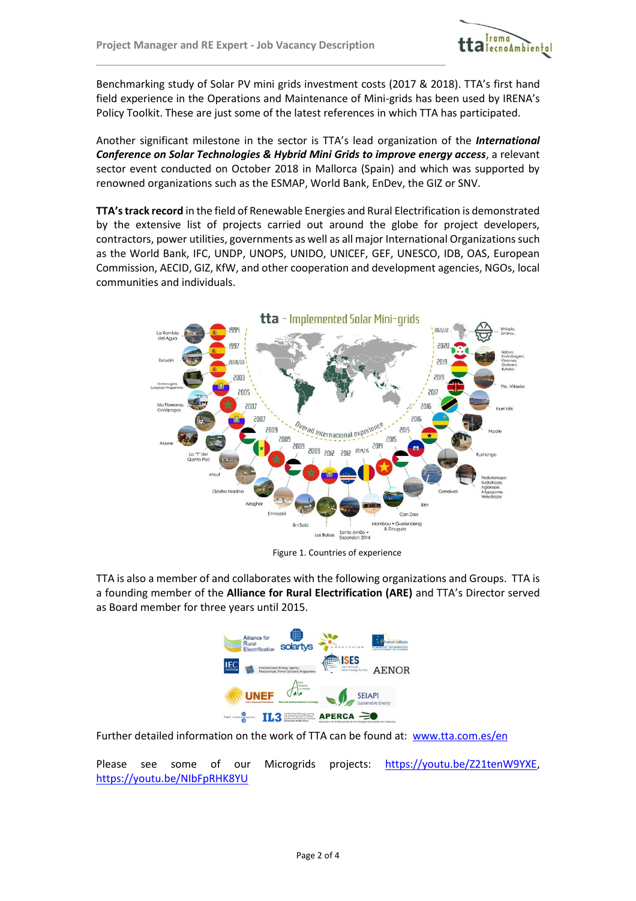Benchmarking study of Solar PV mini grids investment costs (2017 & 2018). TTA's first hand field experience in the Operations and Maintenance of Mini-grids has been used by IRENA's Policy Toolkit. These are just some of the latest references in which TTA has participated.

Another significant milestone in the sector is TTA's lead organization of the ***International Conference on Solar Technologies & Hybrid Mini Grids to improve energy access***, a relevant sector event conducted on October 2018 in Mallorca (Spain) and which was supported by renowned organizations such as the ESMAP, World Bank, EnDev, the GIZ or SNV.

**TTA's track record** in the field of Renewable Energies and Rural Electrification is demonstrated by the extensive list of projects carried out around the globe for project developers, contractors, power utilities, governments as well as all major International Organizations such as the World Bank, IFC, UNDP, UNOPS, UNIDO, UNICEF, GEF, UNESCO, IDB, OAS, European Commission, AECID, GIZ, KfW, and other cooperation and development agencies, NGOs, local communities and individuals.

Figure 1. Countries of experience

TTA is also a member of and collaborates with the following organizations and Groups. TTA is a founding member of the **Alliance for Rural Electrification (ARE)** and TTA's Director served as Board member for three years until 2015.

Further detailed information on the work of TTA can be found at: [www.tta.com.es/en](www.tta.com.es/en)

Please see some of our Microgrids projects: [https://youtu.be/Z21tenW9YXE](https://youtu.be/Z21tenW9YXE), [https://youtu.be/NIbFpRHK8YU](https://youtu.be/NIbFpRHK8YU)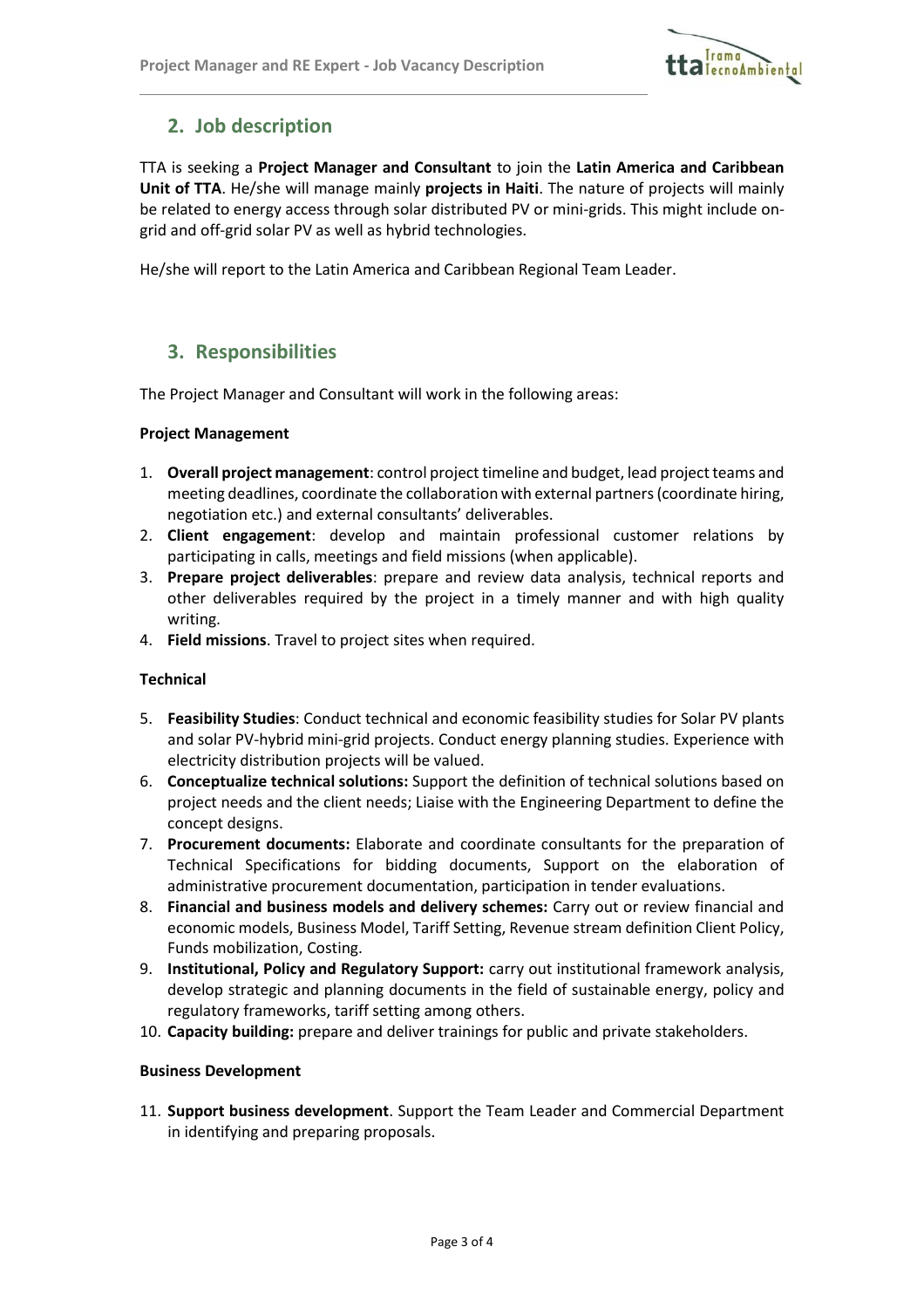## 2. Job description

TTA is seeking a **Project Manager and Consultant** to join the **Latin America and Caribbean Unit of TTA**. He/she will manage mainly **projects in Haiti**. The nature of projects will mainly be related to energy access through solar distributed PV or mini-grids. This might include on-grid and off-grid solar PV as well as hybrid technologies.

He/she will report to the Latin America and Caribbean Regional Team Leader.

## 3. Responsibilities

The Project Manager and Consultant will work in the following areas:

**Project Management**

1. **Overall project management**: control project timeline and budget, lead project teams and meeting deadlines, coordinate the collaboration with external partners (coordinate hiring, negotiation etc.) and external consultants' deliverables.
2. **Client engagement**: develop and maintain professional customer relations by participating in calls, meetings and field missions (when applicable).
3. **Prepare project deliverables**: prepare and review data analysis, technical reports and other deliverables required by the project in a timely manner and with high quality writing.
4. **Field missions**. Travel to project sites when required.

**Technical**

5. **Feasibility Studies**: Conduct technical and economic feasibility studies for Solar PV plants and solar PV-hybrid mini-grid projects. Conduct energy planning studies. Experience with electricity distribution projects will be valued.
6. **Conceptualize technical solutions:** Support the definition of technical solutions based on project needs and the client needs; Liaise with the Engineering Department to define the concept designs.
7. **Procurement documents:** Elaborate and coordinate consultants for the preparation of Technical Specifications for bidding documents, Support on the elaboration of administrative procurement documentation, participation in tender evaluations.
8. **Financial and business models and delivery schemes:** Carry out or review financial and economic models, Business Model, Tariff Setting, Revenue stream definition Client Policy, Funds mobilization, Costing.
9. **Institutional, Policy and Regulatory Support:** carry out institutional framework analysis, develop strategic and planning documents in the field of sustainable energy, policy and regulatory frameworks, tariff setting among others.
10. **Capacity building:** prepare and deliver trainings for public and private stakeholders.

**Business Development**

11. **Support business development**. Support the Team Leader and Commercial Department in identifying and preparing proposals.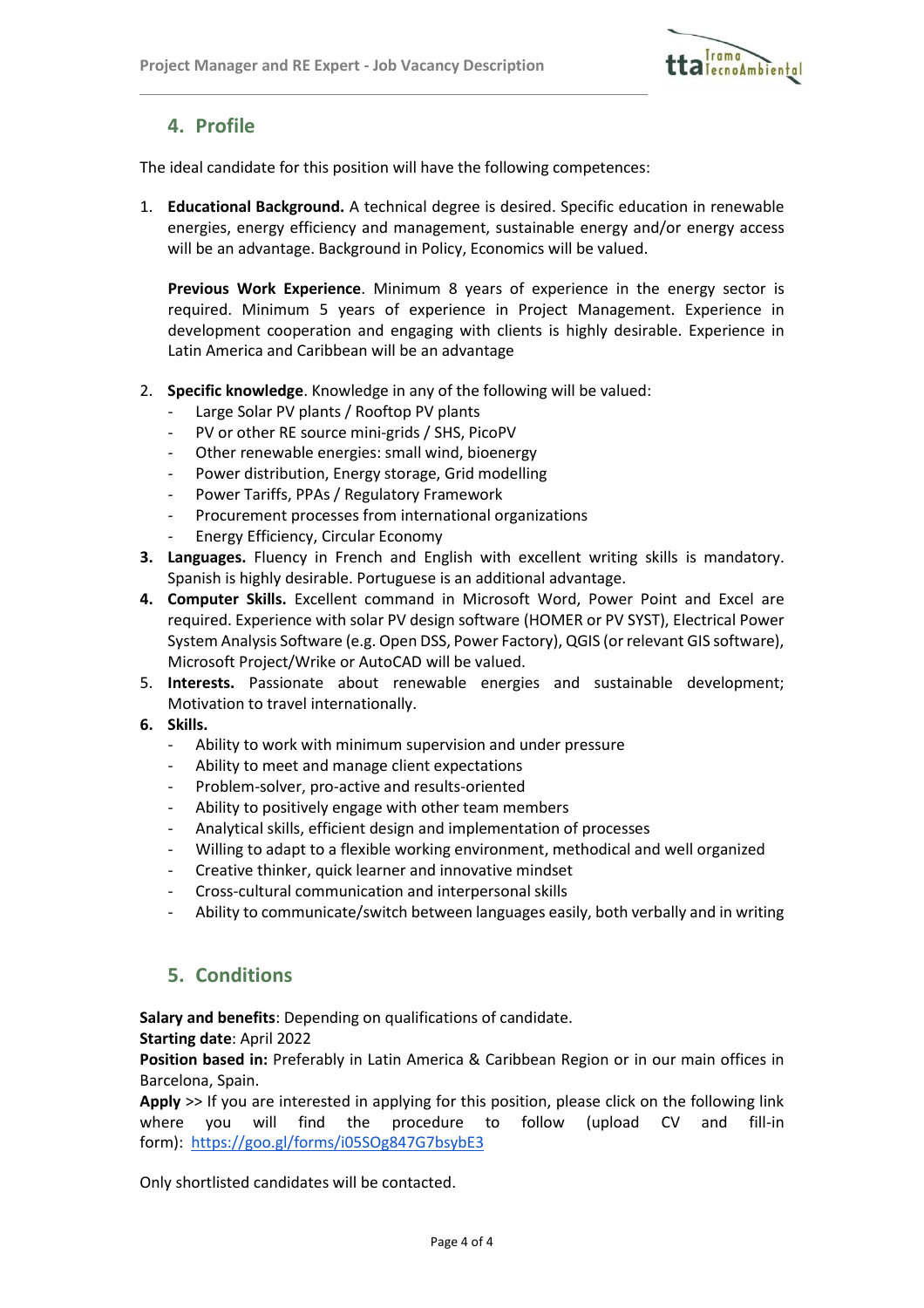## 4. Profile

The ideal candidate for this position will have the following competences:

1. **Educational Background.** A technical degree is desired. Specific education in renewable energies, energy efficiency and management, sustainable energy and/or energy access will be an advantage. Background in Policy, Economics will be valued.

   **Previous Work Experience**. Minimum 8 years of experience in the energy sector is required. Minimum 5 years of experience in Project Management. Experience in development cooperation and engaging with clients is highly desirable. Experience in Latin America and Caribbean will be an advantage

2. **Specific knowledge**. Knowledge in any of the following will be valued:
   - Large Solar PV plants / Rooftop PV plants
   - PV or other RE source mini-grids / SHS, PicoPV
   - Other renewable energies: small wind, bioenergy
   - Power distribution, Energy storage, Grid modelling
   - Power Tariffs, PPAs / Regulatory Framework
   - Procurement processes from international organizations
   - Energy Efficiency, Circular Economy
3. **Languages.** Fluency in French and English with excellent writing skills is mandatory. Spanish is highly desirable. Portuguese is an additional advantage.
4. **Computer Skills.** Excellent command in Microsoft Word, Power Point and Excel are required. Experience with solar PV design software (HOMER or PV SYST), Electrical Power System Analysis Software (e.g. Open DSS, Power Factory), QGIS (or relevant GIS software), Microsoft Project/Wrike or AutoCAD will be valued.
5. **Interests.** Passionate about renewable energies and sustainable development; Motivation to travel internationally.
6. **Skills.**
   - Ability to work with minimum supervision and under pressure
   - Ability to meet and manage client expectations
   - Problem-solver, pro-active and results-oriented
   - Ability to positively engage with other team members
   - Analytical skills, efficient design and implementation of processes
   - Willing to adapt to a flexible working environment, methodical and well organized
   - Creative thinker, quick learner and innovative mindset
   - Cross-cultural communication and interpersonal skills
   - Ability to communicate/switch between languages easily, both verbally and in writing

## 5. Conditions

**Salary and benefits**: Depending on qualifications of candidate.
**Starting date**: April 2022
**Position based in:** Preferably in Latin America & Caribbean Region or in our main offices in Barcelona, Spain.
**Apply** >> If you are interested in applying for this position, please click on the following link where you will find the procedure to follow (upload CV and fill-in form): https://goo.gl/forms/i05SOg847G7bsybE3

Only shortlisted candidates will be contacted.